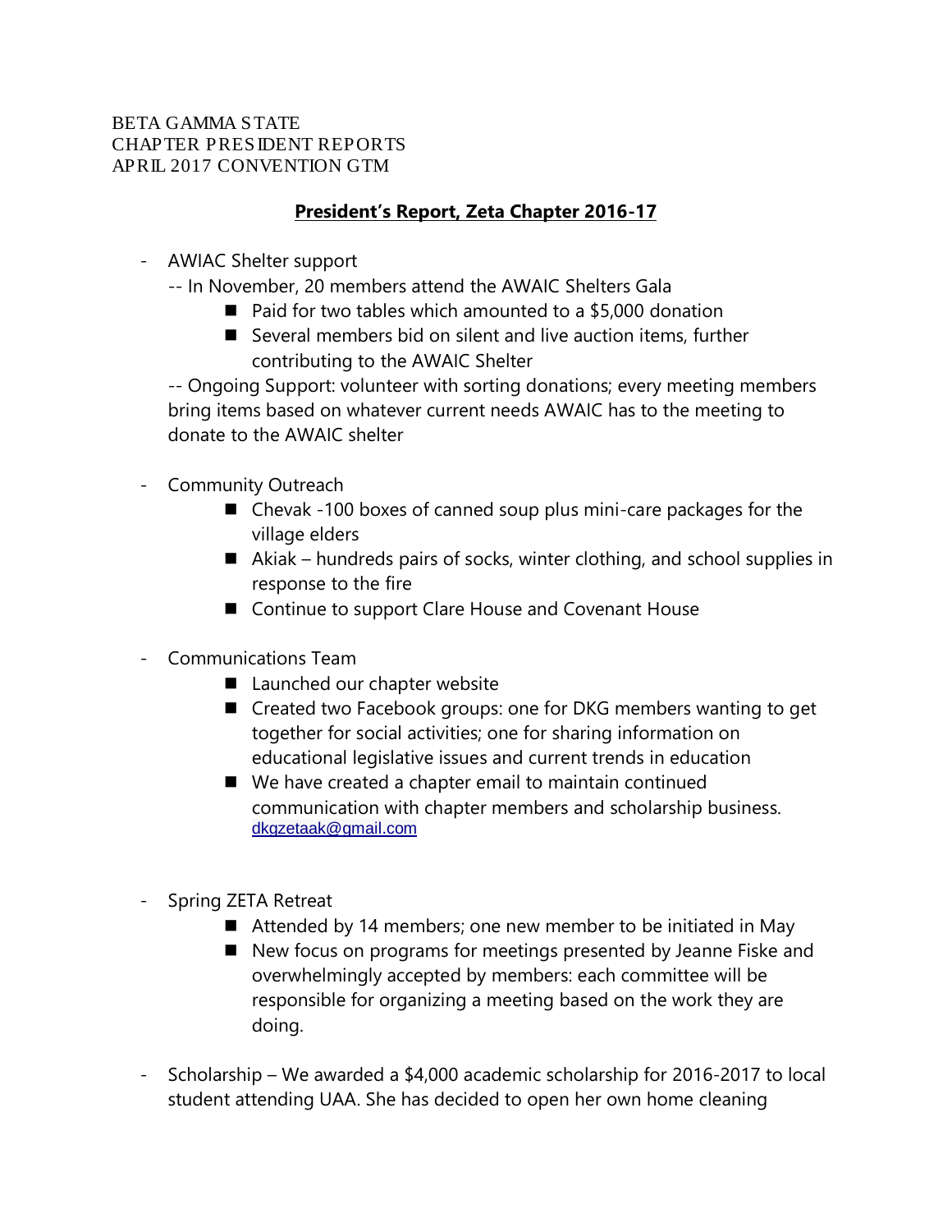BETA GAMMA STATE
CHAPTER PRESIDENT REPORTS
APRIL 2017 CONVENTION GTM

## President's Report, Zeta Chapter 2016-17

- AWIAC Shelter support
  -- In November, 20 members attend the AWAIC Shelters Gala
    - Paid for two tables which amounted to a $5,000 donation
    - Several members bid on silent and live auction items, further contributing to the AWAIC Shelter

  -- Ongoing Support: volunteer with sorting donations; every meeting members bring items based on whatever current needs AWAIC has to the meeting to donate to the AWAIC shelter

- Community Outreach
  - Chevak -100 boxes of canned soup plus mini-care packages for the village elders
  - Akiak – hundreds pairs of socks, winter clothing, and school supplies in response to the fire
  - Continue to support Clare House and Covenant House

- Communications Team
  - Launched our chapter website
  - Created two Facebook groups: one for DKG members wanting to get together for social activities; one for sharing information on educational legislative issues and current trends in education
  - We have created a chapter email to maintain continued communication with chapter members and scholarship business. dkgzetaak@gmail.com

- Spring ZETA Retreat
  - Attended by 14 members; one new member to be initiated in May
  - New focus on programs for meetings presented by Jeanne Fiske and overwhelmingly accepted by members: each committee will be responsible for organizing a meeting based on the work they are doing.

- Scholarship – We awarded a $4,000 academic scholarship for 2016-2017 to local student attending UAA. She has decided to open her own home cleaning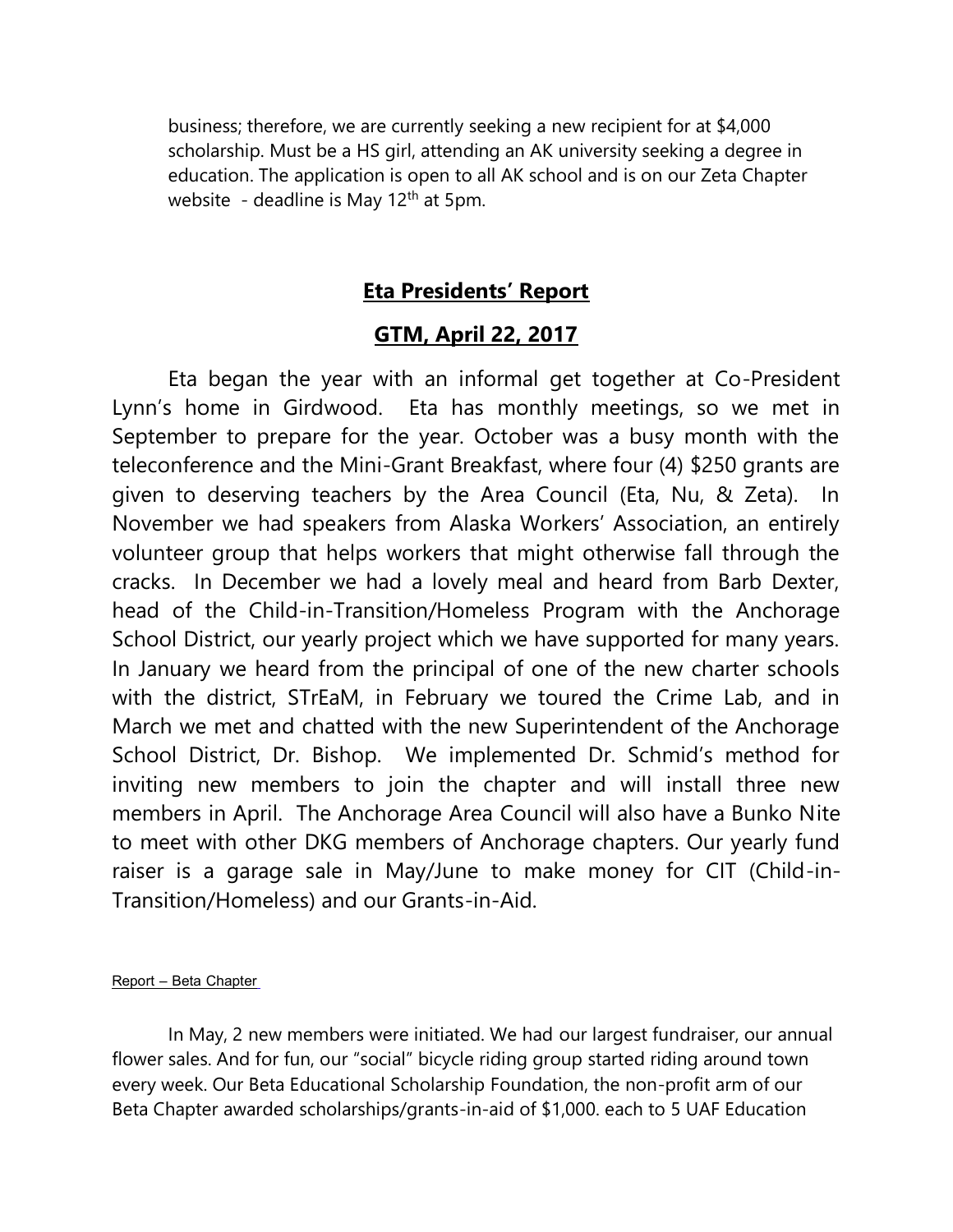business; therefore, we are currently seeking a new recipient for at $4,000 scholarship. Must be a HS girl, attending an AK university seeking a degree in education. The application is open to all AK school and is on our Zeta Chapter website - deadline is May 12th at 5pm.

## **Eta Presidents' Report**

## **GTM, April 22, 2017**

Eta began the year with an informal get together at Co-President Lynn's home in Girdwood. Eta has monthly meetings, so we met in September to prepare for the year. October was a busy month with the teleconference and the Mini-Grant Breakfast, where four (4) $250 grants are given to deserving teachers by the Area Council (Eta, Nu, & Zeta). In November we had speakers from Alaska Workers' Association, an entirely volunteer group that helps workers that might otherwise fall through the cracks. In December we had a lovely meal and heard from Barb Dexter, head of the Child-in-Transition/Homeless Program with the Anchorage School District, our yearly project which we have supported for many years. In January we heard from the principal of one of the new charter schools with the district, STrEaM, in February we toured the Crime Lab, and in March we met and chatted with the new Superintendent of the Anchorage School District, Dr. Bishop. We implemented Dr. Schmid's method for inviting new members to join the chapter and will install three new members in April. The Anchorage Area Council will also have a Bunko Nite to meet with other DKG members of Anchorage chapters. Our yearly fund raiser is a garage sale in May/June to make money for CIT (Child-in-Transition/Homeless) and our Grants-in-Aid.

Report – Beta Chapter

In May, 2 new members were initiated. We had our largest fundraiser, our annual flower sales. And for fun, our "social" bicycle riding group started riding around town every week. Our Beta Educational Scholarship Foundation, the non-profit arm of our Beta Chapter awarded scholarships/grants-in-aid of $1,000. each to 5 UAF Education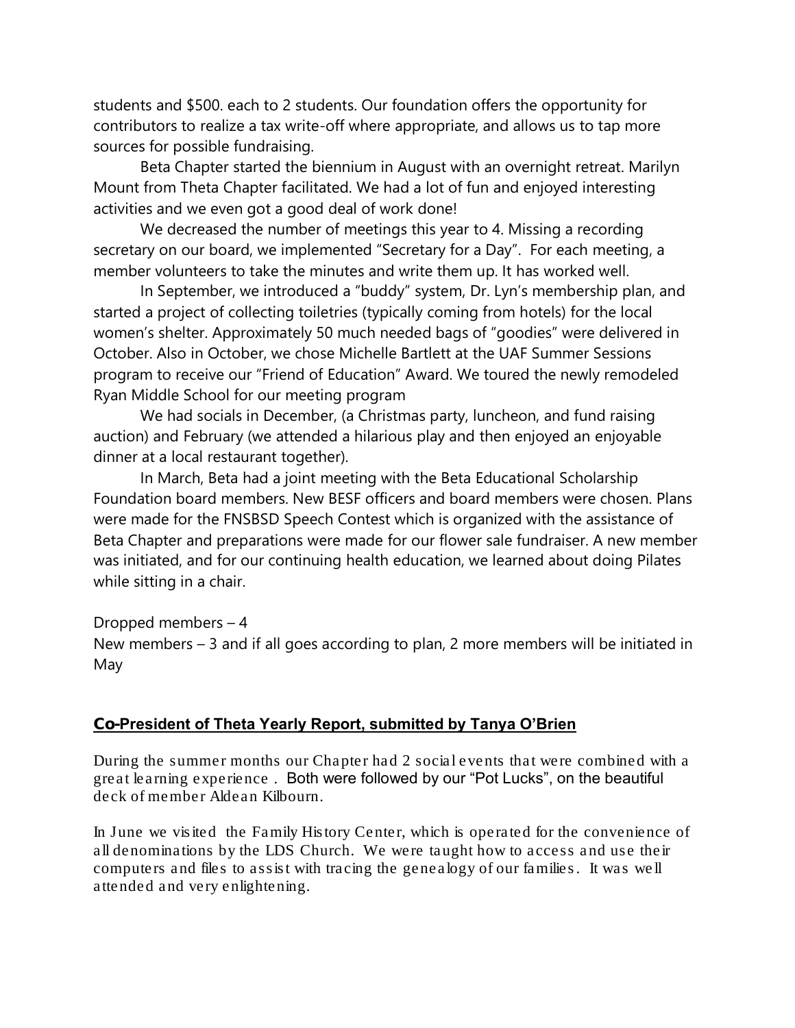students and $500. each to 2 students. Our foundation offers the opportunity for contributors to realize a tax write-off where appropriate, and allows us to tap more sources for possible fundraising.

Beta Chapter started the biennium in August with an overnight retreat. Marilyn Mount from Theta Chapter facilitated. We had a lot of fun and enjoyed interesting activities and we even got a good deal of work done!

We decreased the number of meetings this year to 4. Missing a recording secretary on our board, we implemented "Secretary for a Day". For each meeting, a member volunteers to take the minutes and write them up. It has worked well.

In September, we introduced a "buddy" system, Dr. Lyn's membership plan, and started a project of collecting toiletries (typically coming from hotels) for the local women's shelter. Approximately 50 much needed bags of "goodies" were delivered in October. Also in October, we chose Michelle Bartlett at the UAF Summer Sessions program to receive our "Friend of Education" Award. We toured the newly remodeled Ryan Middle School for our meeting program

We had socials in December, (a Christmas party, luncheon, and fund raising auction) and February (we attended a hilarious play and then enjoyed an enjoyable dinner at a local restaurant together).

In March, Beta had a joint meeting with the Beta Educational Scholarship Foundation board members. New BESF officers and board members were chosen. Plans were made for the FNSBSD Speech Contest which is organized with the assistance of Beta Chapter and preparations were made for our flower sale fundraiser. A new member was initiated, and for our continuing health education, we learned about doing Pilates while sitting in a chair.

Dropped members – 4
New members – 3 and if all goes according to plan, 2 more members will be initiated in May

## Co-President of Theta Yearly Report, submitted by Tanya O'Brien

During the summer months our Chapter had 2 social events that were combined with a great learning experience . Both were followed by our "Pot Lucks", on the beautiful deck of member Aldean Kilbourn.

In June we visited the Family History Center, which is operated for the convenience of all denominations by the LDS Church. We were taught how to access and use their computers and files to assist with tracing the genealogy of our families. It was well attended and very enlightening.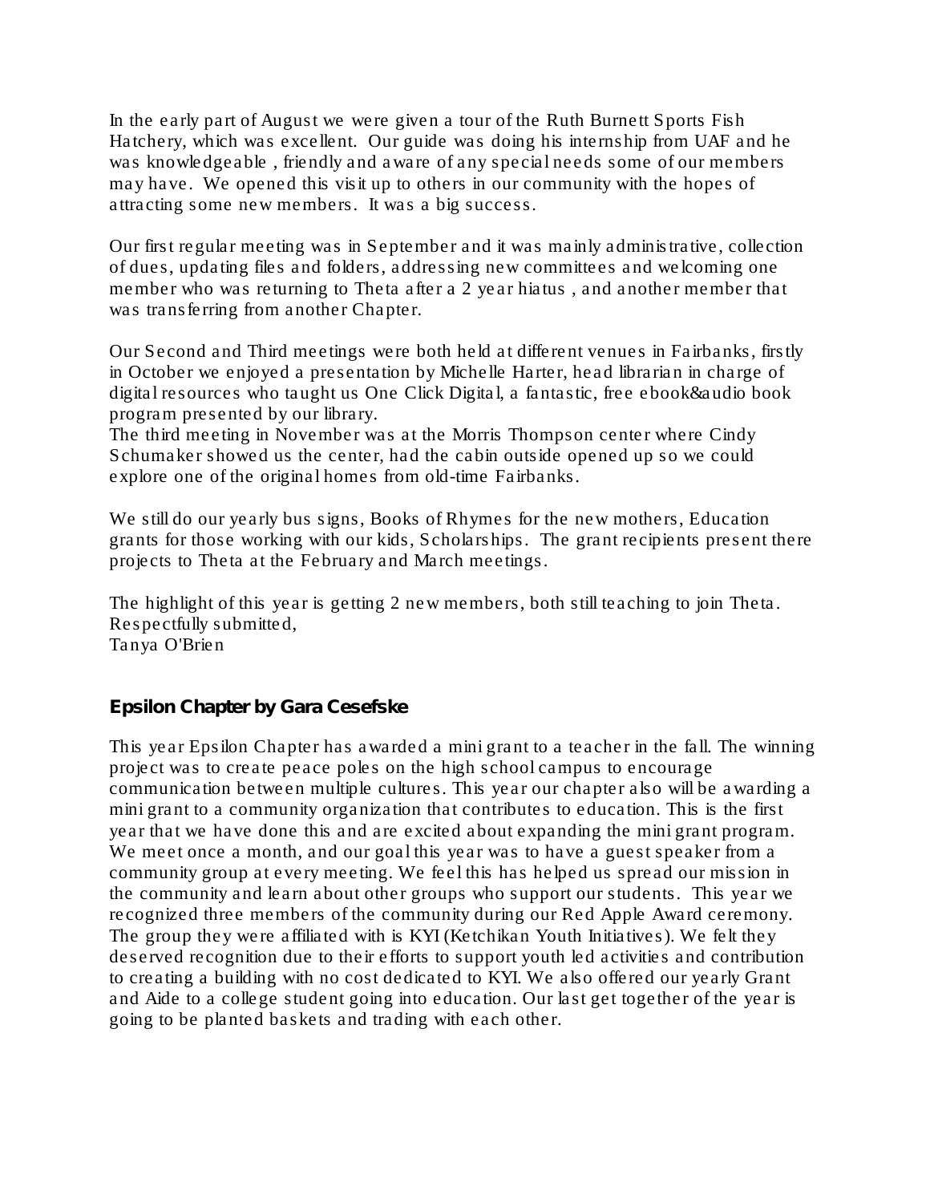In the early part of August we were given a tour of the Ruth Burnett Sports Fish Hatchery, which was excellent. Our guide was doing his internship from UAF and he was knowledgeable , friendly and aware of any special needs some of our members may have. We opened this visit up to others in our community with the hopes of attracting some new members. It was a big success.

Our first regular meeting was in September and it was mainly administrative, collection of dues, updating files and folders, addressing new committees and welcoming one member who was returning to Theta after a 2 year hiatus , and another member that was transferring from another Chapter.

Our Second and Third meetings were both held at different venues in Fairbanks, firstly in October we enjoyed a presentation by Michelle Harter, head librarian in charge of digital resources who taught us One Click Digital, a fantastic, free ebook&audio book program presented by our library.
The third meeting in November was at the Morris Thompson center where Cindy Schumaker showed us the center, had the cabin outside opened up so we could explore one of the original homes from old-time Fairbanks.

We still do our yearly bus signs, Books of Rhymes for the new mothers, Education grants for those working with our kids, Scholarships. The grant recipients present there projects to Theta at the February and March meetings.

The highlight of this year is getting 2 new members, both still teaching to join Theta.
Respectfully submitted,
Tanya O'Brien

### Epsilon Chapter by Gara Cesefske

This year Epsilon Chapter has awarded a mini grant to a teacher in the fall. The winning project was to create peace poles on the high school campus to encourage communication between multiple cultures. This year our chapter also will be awarding a mini grant to a community organization that contributes to education. This is the first year that we have done this and are excited about expanding the mini grant program. We meet once a month, and our goal this year was to have a guest speaker from a community group at every meeting. We feel this has helped us spread our mission in the community and learn about other groups who support our students. This year we recognized three members of the community during our Red Apple Award ceremony. The group they were affiliated with is KYI (Ketchikan Youth Initiatives). We felt they deserved recognition due to their efforts to support youth led activities and contribution to creating a building with no cost dedicated to KYI. We also offered our yearly Grant and Aide to a college student going into education. Our last get together of the year is going to be planted baskets and trading with each other.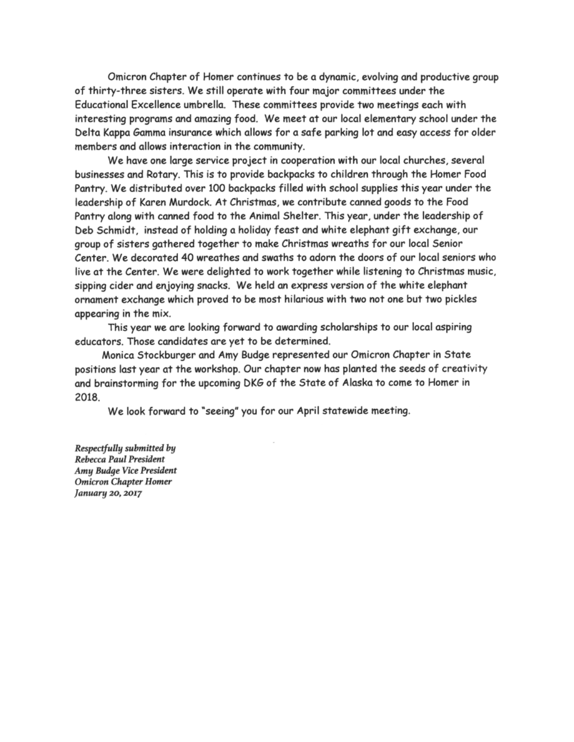Omicron Chapter of Homer continues to be a dynamic, evolving and productive group of thirty-three sisters. We still operate with four major committees under the Educational Excellence umbrella. These committees provide two meetings each with interesting programs and amazing food. We meet at our local elementary school under the Delta Kappa Gamma insurance which allows for a safe parking lot and easy access for older members and allows interaction in the community.

We have one large service project in cooperation with our local churches, several businesses and Rotary. This is to provide backpacks to children through the Homer Food Pantry. We distributed over 100 backpacks filled with school supplies this year under the leadership of Karen Murdock. At Christmas, we contribute canned goods to the Food Pantry along with canned food to the Animal Shelter. This year, under the leadership of Deb Schmidt, instead of holding a holiday feast and white elephant gift exchange, our group of sisters gathered together to make Christmas wreaths for our local Senior Center. We decorated 40 wreathes and swaths to adorn the doors of our local seniors who live at the Center. We were delighted to work together while listening to Christmas music, sipping cider and enjoying snacks. We held an express version of the white elephant ornament exchange which proved to be most hilarious with two not one but two pickles appearing in the mix.

This year we are looking forward to awarding scholarships to our local aspiring educators. Those candidates are yet to be determined.

Monica Stockburger and Amy Budge represented our Omicron Chapter in State positions last year at the workshop. Our chapter now has planted the seeds of creativity and brainstorming for the upcoming DKG of the State of Alaska to come to Homer in 2018.

We look forward to "seeing" you for our April statewide meeting.

*Respectfully submitted by*
*Rebecca Paul President*
*Amy Budge Vice President*
*Omicron Chapter Homer*
*January 20, 2017*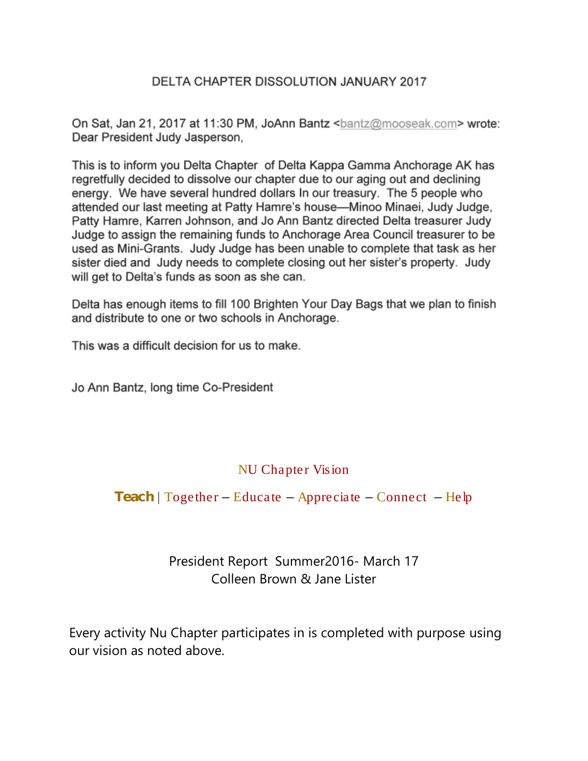## DELTA CHAPTER DISSOLUTION JANUARY 2017

On Sat, Jan 21, 2017 at 11:30 PM, JoAnn Bantz <bantz@mooseak.com> wrote:
Dear President Judy Jasperson,

This is to inform you Delta Chapter of Delta Kappa Gamma Anchorage AK has regretfully decided to dissolve our chapter due to our aging out and declining energy. We have several hundred dollars In our treasury. The 5 people who attended our last meeting at Patty Hamre's house—Minoo Minaei, Judy Judge, Patty Hamre, Karren Johnson, and Jo Ann Bantz directed Delta treasurer Judy Judge to assign the remaining funds to Anchorage Area Council treasurer to be used as Mini-Grants. Judy Judge has been unable to complete that task as her sister died and Judy needs to complete closing out her sister's property. Judy will get to Delta's funds as soon as she can.

Delta has enough items to fill 100 Brighten Your Day Bags that we plan to finish and distribute to one or two schools in Anchorage.

This was a difficult decision for us to make.

Jo Ann Bantz, long time Co-President

NU Chapter Vision

**Teach** | Together – Educate – Appreciate – Connect – Help

President Report Summer2016- March 17
Colleen Brown & Jane Lister

Every activity Nu Chapter participates in is completed with purpose using our vision as noted above.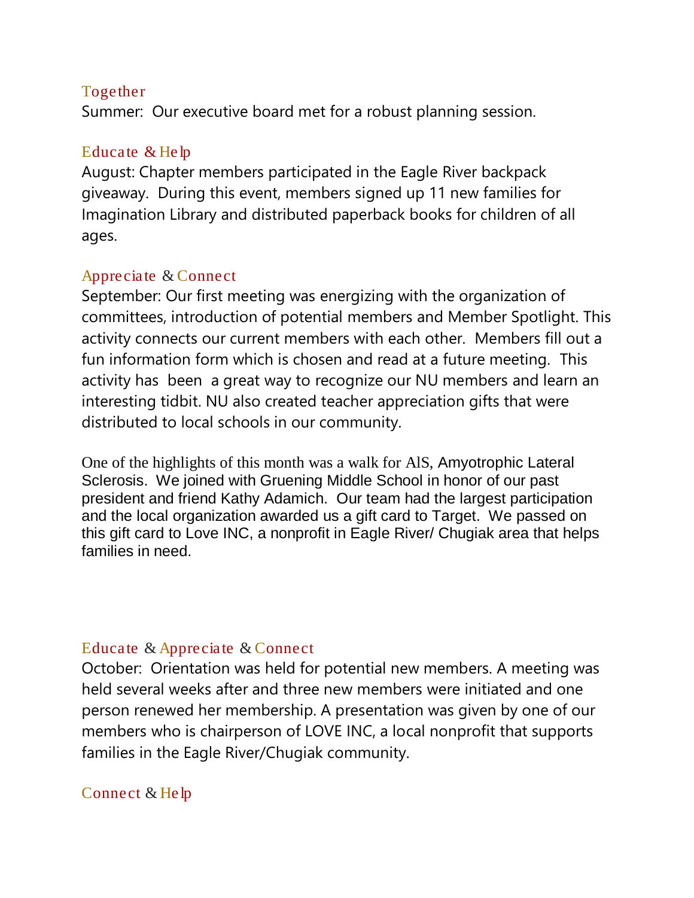### Together

Summer: Our executive board met for a robust planning session.

### Educate & Help

August: Chapter members participated in the Eagle River backpack giveaway. During this event, members signed up 11 new families for Imagination Library and distributed paperback books for children of all ages.

### Appreciate & Connect

September: Our first meeting was energizing with the organization of committees, introduction of potential members and Member Spotlight. This activity connects our current members with each other. Members fill out a fun information form which is chosen and read at a future meeting. This activity has been a great way to recognize our NU members and learn an interesting tidbit. NU also created teacher appreciation gifts that were distributed to local schools in our community.

One of the highlights of this month was a walk for AlS, Amyotrophic Lateral Sclerosis. We joined with Gruening Middle School in honor of our past president and friend Kathy Adamich. Our team had the largest participation and the local organization awarded us a gift card to Target. We passed on this gift card to Love INC, a nonprofit in Eagle River/ Chugiak area that helps families in need.

### Educate & Appreciate & Connect

October: Orientation was held for potential new members. A meeting was held several weeks after and three new members were initiated and one person renewed her membership. A presentation was given by one of our members who is chairperson of LOVE INC, a local nonprofit that supports families in the Eagle River/Chugiak community.

### Connect & Help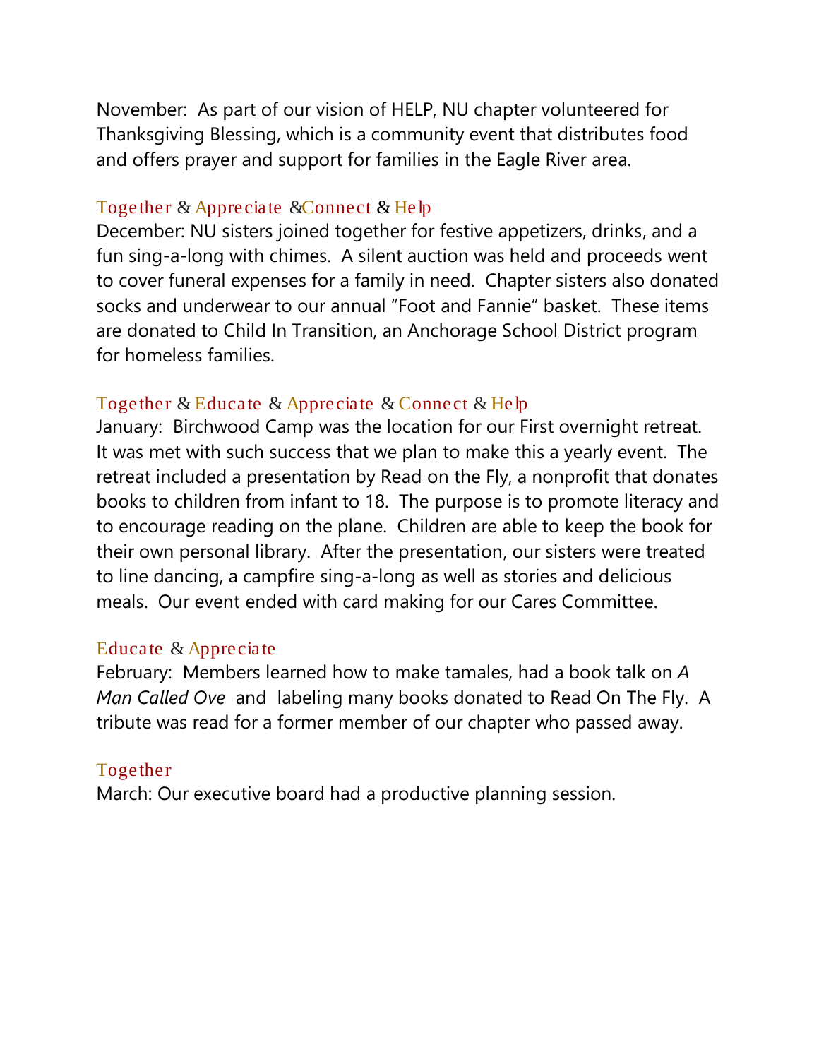November: As part of our vision of HELP, NU chapter volunteered for Thanksgiving Blessing, which is a community event that distributes food and offers prayer and support for families in the Eagle River area.

Together & Appreciate &Connect & Help

December: NU sisters joined together for festive appetizers, drinks, and a fun sing-a-long with chimes. A silent auction was held and proceeds went to cover funeral expenses for a family in need. Chapter sisters also donated socks and underwear to our annual "Foot and Fannie" basket. These items are donated to Child In Transition, an Anchorage School District program for homeless families.

Together & Educate & Appreciate & Connect & Help

January: Birchwood Camp was the location for our First overnight retreat. It was met with such success that we plan to make this a yearly event. The retreat included a presentation by Read on the Fly, a nonprofit that donates books to children from infant to 18. The purpose is to promote literacy and to encourage reading on the plane. Children are able to keep the book for their own personal library. After the presentation, our sisters were treated to line dancing, a campfire sing-a-long as well as stories and delicious meals. Our event ended with card making for our Cares Committee.

Educate & Appreciate

February: Members learned how to make tamales, had a book talk on *A Man Called Ove* and labeling many books donated to Read On The Fly. A tribute was read for a former member of our chapter who passed away.

Together

March: Our executive board had a productive planning session.